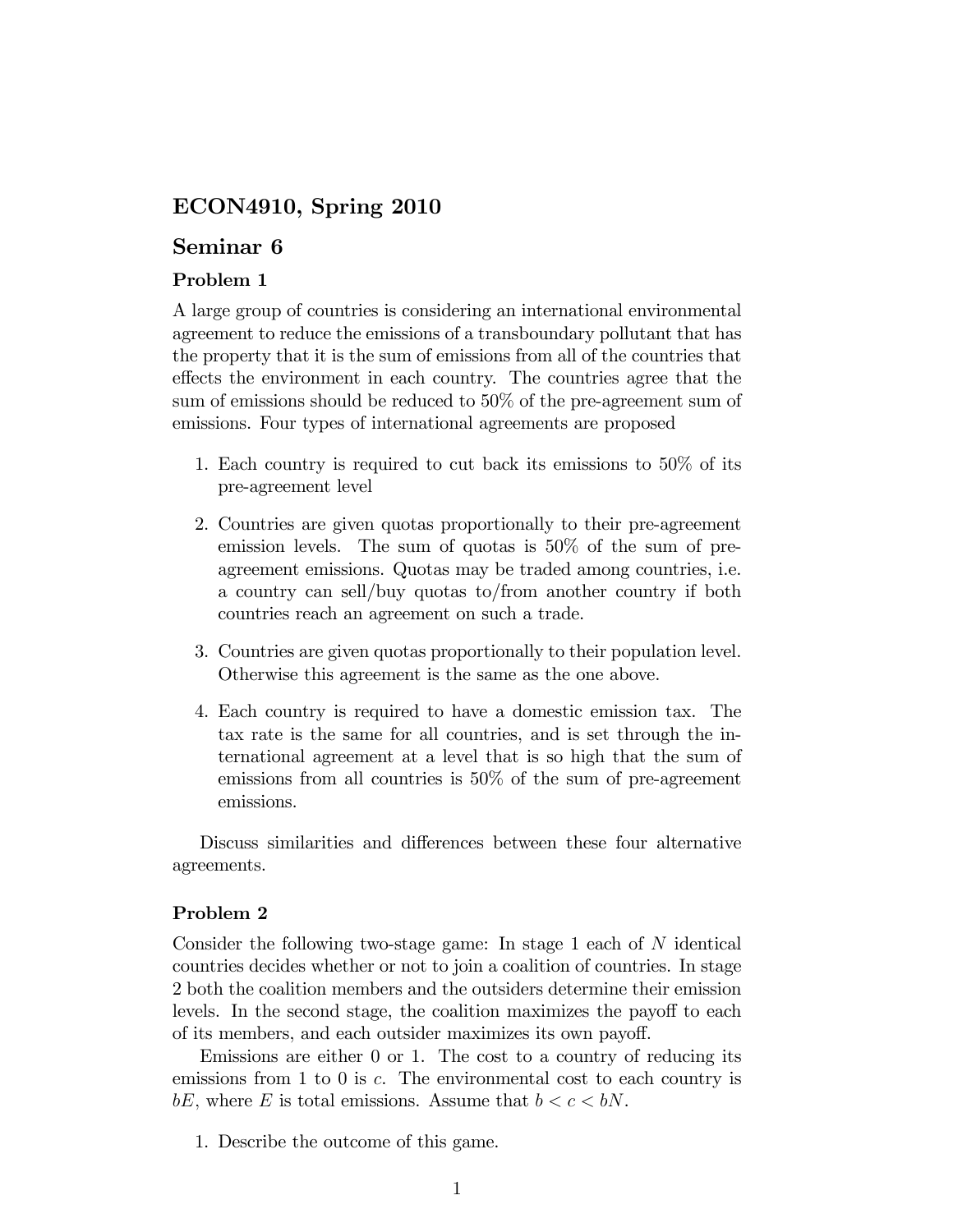# ECON4910, Spring 2010

## Seminar 6

### Problem 1

A large group of countries is considering an international environmental agreement to reduce the emissions of a transboundary pollutant that has the property that it is the sum of emissions from all of the countries that effects the environment in each country. The countries agree that the sum of emissions should be reduced to 50% of the pre-agreement sum of emissions. Four types of international agreements are proposed

1. Each country is required to cut back its emissions to 50% of its pre-agreement level
2. Countries are given quotas proportionally to their pre-agreement emission levels. The sum of quotas is 50% of the sum of pre-agreement emissions. Quotas may be traded among countries, i.e. a country can sell/buy quotas to/from another country if both countries reach an agreement on such a trade.
3. Countries are given quotas proportionally to their population level. Otherwise this agreement is the same as the one above.
4. Each country is required to have a domestic emission tax. The tax rate is the same for all countries, and is set through the international agreement at a level that is so high that the sum of emissions from all countries is 50% of the sum of pre-agreement emissions.

Discuss similarities and differences between these four alternative agreements.

### Problem 2

Consider the following two-stage game: In stage 1 each of $N$ identical countries decides whether or not to join a coalition of countries. In stage 2 both the coalition members and the outsiders determine their emission levels. In the second stage, the coalition maximizes the payoff to each of its members, and each outsider maximizes its own payoff.

Emissions are either 0 or 1. The cost to a country of reducing its emissions from 1 to 0 is $c$. The environmental cost to each country is $bE$, where $E$ is total emissions. Assume that $b < c < bN$.

1. Describe the outcome of this game.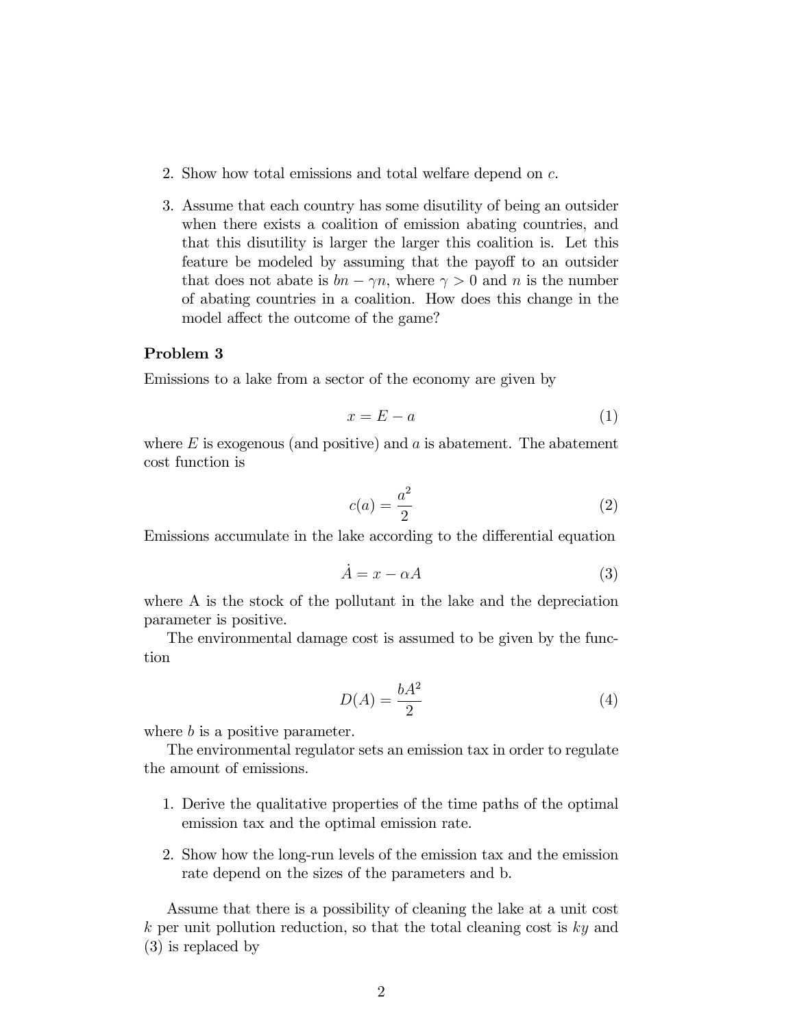2. Show how total emissions and total welfare depend on $c$.

3. Assume that each country has some disutility of being an outsider when there exists a coalition of emission abating countries, and that this disutility is larger the larger this coalition is. Let this feature be modeled by assuming that the payoff to an outsider that does not abate is $bn - \gamma n$, where $\gamma > 0$ and $n$ is the number of abating countries in a coalition. How does this change in the model affect the outcome of the game?

### Problem 3

Emissions to a lake from a sector of the economy are given by

$$x = E - a \tag{1}$$

where $E$ is exogenous (and positive) and $a$ is abatement. The abatement cost function is

$$c(a) = \frac{a^2}{2} \tag{2}$$

Emissions accumulate in the lake according to the differential equation

$$\dot{A} = x - \alpha A \tag{3}$$

where A is the stock of the pollutant in the lake and the depreciation parameter is positive.

The environmental damage cost is assumed to be given by the function

$$D(A) = \frac{bA^2}{2} \tag{4}$$

where $b$ is a positive parameter.

The environmental regulator sets an emission tax in order to regulate the amount of emissions.

1. Derive the qualitative properties of the time paths of the optimal emission tax and the optimal emission rate.

2. Show how the long-run levels of the emission tax and the emission rate depend on the sizes of the parameters and b.

Assume that there is a possibility of cleaning the lake at a unit cost $k$ per unit pollution reduction, so that the total cleaning cost is $ky$ and (3) is replaced by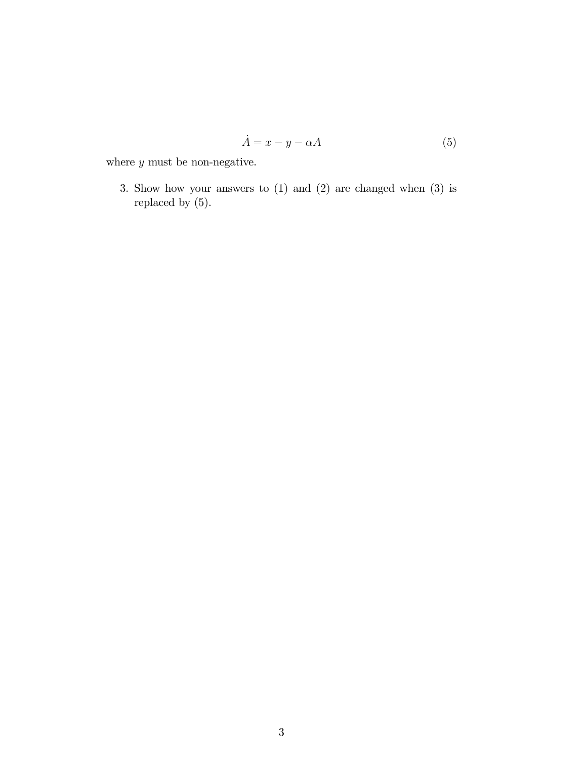$$\dot{A} = x - y - \alpha A \tag{5}$$

where $y$ must be non-negative.

3. Show how your answers to (1) and (2) are changed when (3) is replaced by (5).